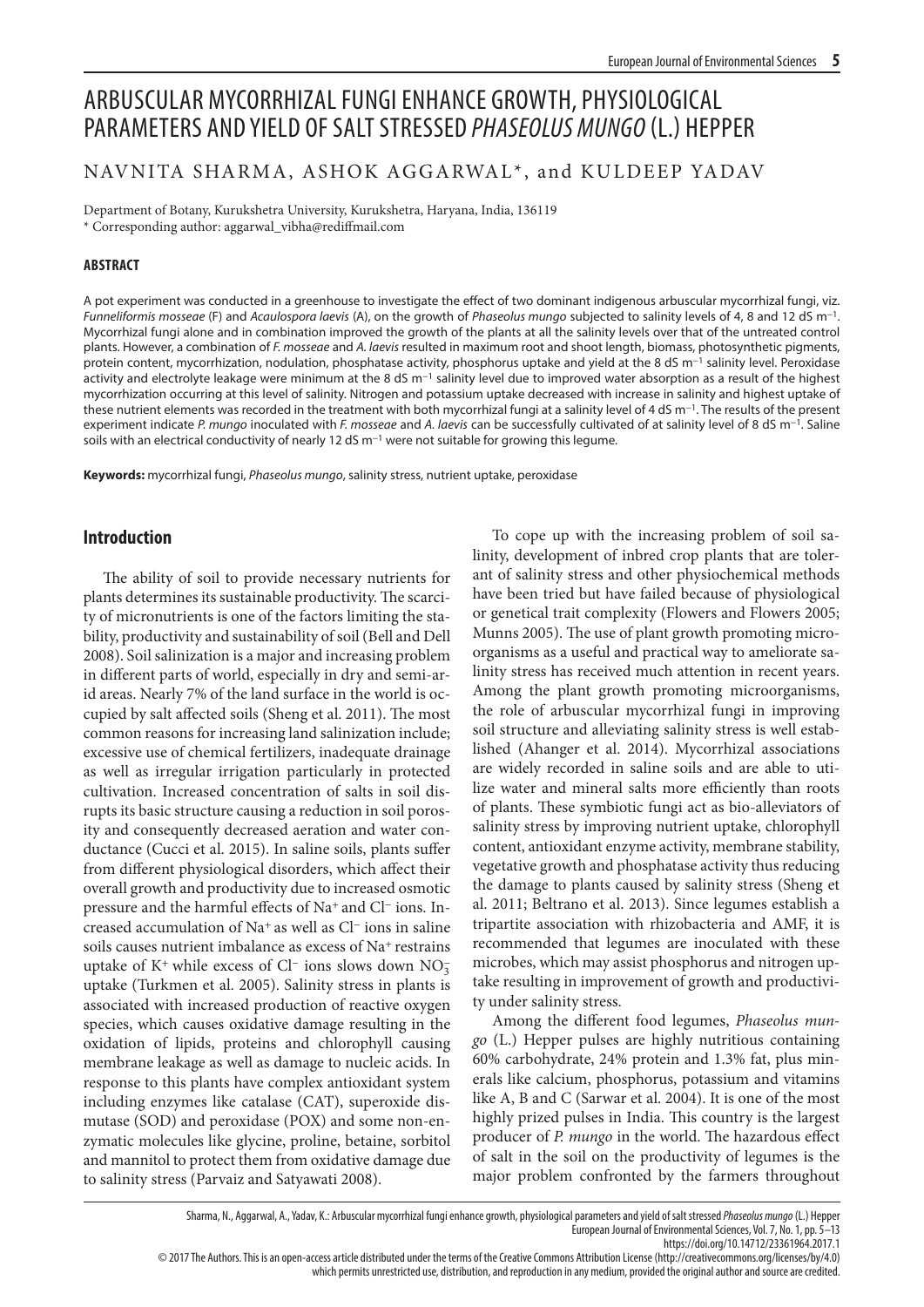# ARBUSCULAR MYCORRHIZAL FUNGI ENHANCE GROWTH, PHYSIOLOGICAL PARAMETERS AND YIELD OF SALT STRESSED *PHASEOLUS MUNGO* (L.) HEPPER

NAVNITA SHARMA, ASHOK AGGARWAL*, and KULDEEP YADAV

Department of Botany, Kurukshetra University, Kurukshetra, Haryana, India, 136119
* Corresponding author: aggarwal_vibha@rediffmail.com

#### ABSTRACT

A pot experiment was conducted in a greenhouse to investigate the effect of two dominant indigenous arbuscular mycorrhizal fungi, viz. *Funneliformis mosseae* (F) and *Acaulospora laevis* (A), on the growth of *Phaseolus mungo* subjected to salinity levels of 4, 8 and 12 dS $m^{-1}$. Mycorrhizal fungi alone and in combination improved the growth of the plants at all the salinity levels over that of the untreated control plants. However, a combination of *F. mosseae* and *A. laevis* resulted in maximum root and shoot length, biomass, photosynthetic pigments, protein content, mycorrhization, nodulation, phosphatase activity, phosphorus uptake and yield at the 8 dS $m^{-1}$ salinity level. Peroxidase activity and electrolyte leakage were minimum at the 8 dS $m^{-1}$ salinity level due to improved water absorption as a result of the highest mycorrhization occurring at this level of salinity. Nitrogen and potassium uptake decreased with increase in salinity and highest uptake of these nutrient elements was recorded in the treatment with both mycorrhizal fungi at a salinity level of 4 dS $m^{-1}$. The results of the present experiment indicate *P. mungo* inoculated with *F. mosseae* and *A. laevis* can be successfully cultivated of at salinity level of 8 dS $m^{-1}$. Saline soils with an electrical conductivity of nearly 12 dS $m^{-1}$ were not suitable for growing this legume.

**Keywords:** mycorrhizal fungi, *Phaseolus mungo*, salinity stress, nutrient uptake, peroxidase

## Introduction

The ability of soil to provide necessary nutrients for plants determines its sustainable productivity. The scarcity of micronutrients is one of the factors limiting the stability, productivity and sustainability of soil (Bell and Dell 2008). Soil salinization is a major and increasing problem in different parts of world, especially in dry and semi-arid areas. Nearly 7% of the land surface in the world is occupied by salt affected soils (Sheng et al. 2011). The most common reasons for increasing land salinization include; excessive use of chemical fertilizers, inadequate drainage as well as irregular irrigation particularly in protected cultivation. Increased concentration of salts in soil disrupts its basic structure causing a reduction in soil porosity and consequently decreased aeration and water conductance (Cucci et al. 2015). In saline soils, plants suffer from different physiological disorders, which affect their overall growth and productivity due to increased osmotic pressure and the harmful effects of $Na^+$ and $Cl^-$ ions. Increased accumulation of $Na^+$ as well as $Cl^-$ ions in saline soils causes nutrient imbalance as excess of $Na^+$ restrains uptake of $K^+$ while excess of $Cl^-$ ions slows down $NO_3^-$ uptake (Turkmen et al. 2005). Salinity stress in plants is associated with increased production of reactive oxygen species, which causes oxidative damage resulting in the oxidation of lipids, proteins and chlorophyll causing membrane leakage as well as damage to nucleic acids. In response to this plants have complex antioxidant system including enzymes like catalase (CAT), superoxide dismutase (SOD) and peroxidase (POX) and some non-enzymatic molecules like glycine, proline, betaine, sorbitol and mannitol to protect them from oxidative damage due to salinity stress (Parvaiz and Satyawati 2008).

To cope up with the increasing problem of soil salinity, development of inbred crop plants that are tolerant of salinity stress and other physiochemical methods have been tried but have failed because of physiological or genetical trait complexity (Flowers and Flowers 2005; Munns 2005). The use of plant growth promoting microorganisms as a useful and practical way to ameliorate salinity stress has received much attention in recent years. Among the plant growth promoting microorganisms, the role of arbuscular mycorrhizal fungi in improving soil structure and alleviating salinity stress is well established (Ahanger et al. 2014). Mycorrhizal associations are widely recorded in saline soils and are able to utilize water and mineral salts more efficiently than roots of plants. These symbiotic fungi act as bio-alleviators of salinity stress by improving nutrient uptake, chlorophyll content, antioxidant enzyme activity, membrane stability, vegetative growth and phosphatase activity thus reducing the damage to plants caused by salinity stress (Sheng et al. 2011; Beltrano et al. 2013). Since legumes establish a tripartite association with rhizobacteria and AMF, it is recommended that legumes are inoculated with these microbes, which may assist phosphorus and nitrogen uptake resulting in improvement of growth and productivity under salinity stress.

Among the different food legumes, *Phaseolus mungo* (L.) Hepper pulses are highly nutritious containing 60% carbohydrate, 24% protein and 1.3% fat, plus minerals like calcium, phosphorus, potassium and vitamins like A, B and C (Sarwar et al. 2004). It is one of the most highly prized pulses in India. This country is the largest producer of *P. mungo* in the world. The hazardous effect of salt in the soil on the productivity of legumes is the major problem confronted by the farmers throughout

Sharma, N., Aggarwal, A., Yadav, K.: Arbuscular mycorrhizal fungi enhance growth, physiological parameters and yield of salt stressed *Phaseolus mungo* (L.) Hepper
European Journal of Environmental Sciences, Vol. 7, No. 1, pp. 5–13
https://doi.org/10.14712/23361964.2017.1
© 2017 The Authors. This is an open-access article distributed under the terms of the Creative Commons Attribution License (http://creativecommons.org/licenses/by/4.0) which permits unrestricted use, distribution, and reproduction in any medium, provided the original author and source are credited.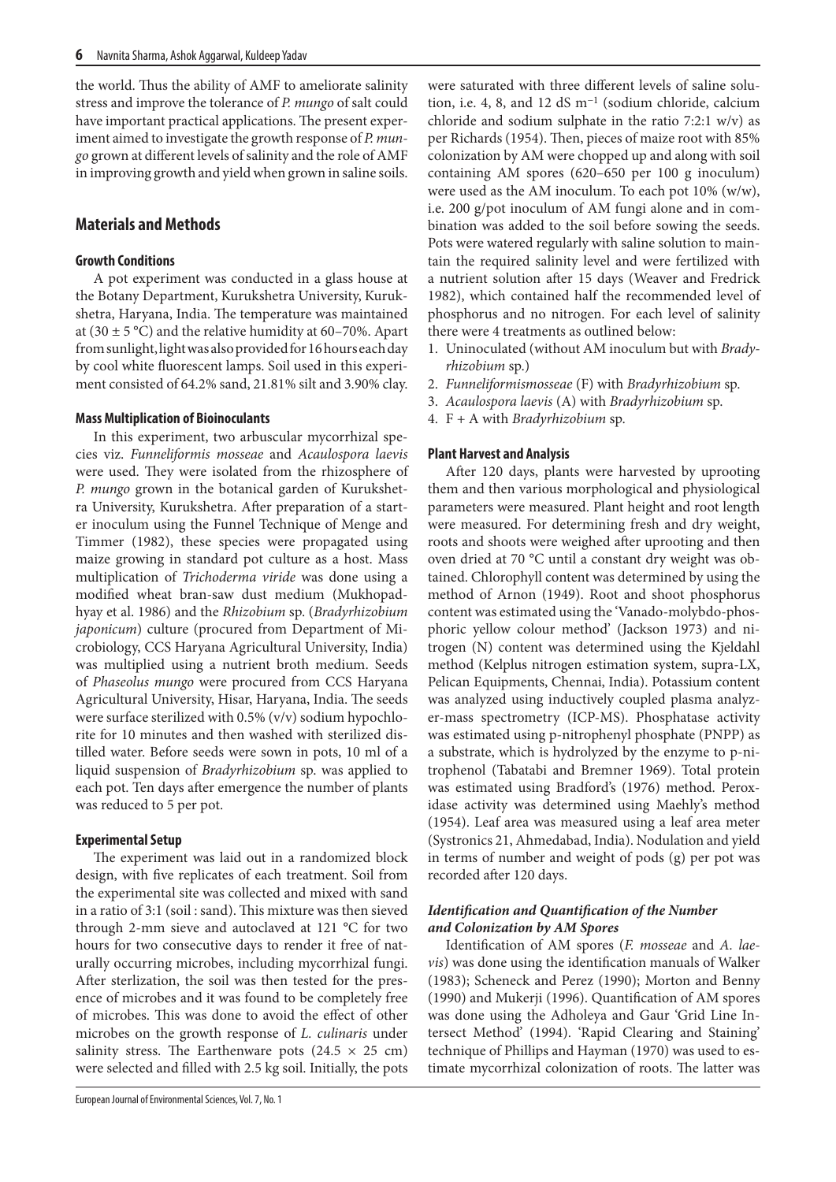the world. Thus the ability of AMF to ameliorate salinity stress and improve the tolerance of *P. mungo* of salt could have important practical applications. The present experiment aimed to investigate the growth response of *P. mungo* grown at different levels of salinity and the role of AMF in improving growth and yield when grown in saline soils.

## Materials and Methods

### Growth Conditions

A pot experiment was conducted in a glass house at the Botany Department, Kurukshetra University, Kurukshetra, Haryana, India. The temperature was maintained at (30 ± 5 °C) and the relative humidity at 60–70%. Apart from sunlight, light was also provided for 16 hours each day by cool white fluorescent lamps. Soil used in this experiment consisted of 64.2% sand, 21.81% silt and 3.90% clay.

### Mass Multiplication of Bioinoculants

In this experiment, two arbuscular mycorrhizal species viz. *Funneliformis mosseae* and *Acaulospora laevis* were used. They were isolated from the rhizosphere of *P. mungo* grown in the botanical garden of Kurukshetra University, Kurukshetra. After preparation of a starter inoculum using the Funnel Technique of Menge and Timmer (1982), these species were propagated using maize growing in standard pot culture as a host. Mass multiplication of *Trichoderma viride* was done using a modified wheat bran-saw dust medium (Mukhopadhyay et al. 1986) and the *Rhizobium* sp. (*Bradyrhizobium japonicum*) culture (procured from Department of Microbiology, CCS Haryana Agricultural University, India) was multiplied using a nutrient broth medium. Seeds of *Phaseolus mungo* were procured from CCS Haryana Agricultural University, Hisar, Haryana, India. The seeds were surface sterilized with 0.5% (v/v) sodium hypochlorite for 10 minutes and then washed with sterilized distilled water. Before seeds were sown in pots, 10 ml of a liquid suspension of *Bradyrhizobium* sp. was applied to each pot. Ten days after emergence the number of plants was reduced to 5 per pot.

### Experimental Setup

The experiment was laid out in a randomized block design, with five replicates of each treatment. Soil from the experimental site was collected and mixed with sand in a ratio of 3:1 (soil : sand). This mixture was then sieved through 2-mm sieve and autoclaved at 121 °C for two hours for two consecutive days to render it free of naturally occurring microbes, including mycorrhizal fungi. After sterlization, the soil was then tested for the presence of microbes and it was found to be completely free of microbes. This was done to avoid the effect of other microbes on the growth response of *L. culinaris* under salinity stress. The Earthenware pots (24.5 × 25 cm) were selected and filled with 2.5 kg soil. Initially, the pots were saturated with three different levels of saline solution, i.e. 4, 8, and 12 dS $m^{-1}$ (sodium chloride, calcium chloride and sodium sulphate in the ratio 7:2:1 w/v) as per Richards (1954). Then, pieces of maize root with 85% colonization by AM were chopped up and along with soil containing AM spores (620–650 per 100 g inoculum) were used as the AM inoculum. To each pot 10% (w/w), i.e. 200 g/pot inoculum of AM fungi alone and in combination was added to the soil before sowing the seeds. Pots were watered regularly with saline solution to maintain the required salinity level and were fertilized with a nutrient solution after 15 days (Weaver and Fredrick 1982), which contained half the recommended level of phosphorus and no nitrogen. For each level of salinity there were 4 treatments as outlined below:

1. Uninoculated (without AM inoculum but with *Bradyrhizobium* sp.)
2. *Funneliformismosseae* (F) with *Bradyrhizobium* sp.
3. *Acaulospora laevis* (A) with *Bradyrhizobium* sp.
4. F + A with *Bradyrhizobium* sp.

### Plant Harvest and Analysis

After 120 days, plants were harvested by uprooting them and then various morphological and physiological parameters were measured. Plant height and root length were measured. For determining fresh and dry weight, roots and shoots were weighed after uprooting and then oven dried at 70 °C until a constant dry weight was obtained. Chlorophyll content was determined by using the method of Arnon (1949). Root and shoot phosphorus content was estimated using the 'Vanado-molybdo-phosphoric yellow colour method' (Jackson 1973) and nitrogen (N) content was determined using the Kjeldahl method (Kelplus nitrogen estimation system, supra-LX, Pelican Equipments, Chennai, India). Potassium content was analyzed using inductively coupled plasma analyzer-mass spectrometry (ICP-MS). Phosphatase activity was estimated using p-nitrophenyl phosphate (PNPP) as a substrate, which is hydrolyzed by the enzyme to p-nitrophenol (Tabatabi and Bremner 1969). Total protein was estimated using Bradford's (1976) method. Peroxidase activity was determined using Maehly's method (1954). Leaf area was measured using a leaf area meter (Systronics 21, Ahmedabad, India). Nodulation and yield in terms of number and weight of pods (g) per pot was recorded after 120 days.

#### *Identification and Quantification of the Number and Colonization by AM Spores*

Identification of AM spores (*F. mosseae* and *A. laevis*) was done using the identification manuals of Walker (1983); Scheneck and Perez (1990); Morton and Benny (1990) and Mukerji (1996). Quantification of AM spores was done using the Adholeya and Gaur 'Grid Line Intersect Method' (1994). 'Rapid Clearing and Staining' technique of Phillips and Hayman (1970) was used to estimate mycorrhizal colonization of roots. The latter was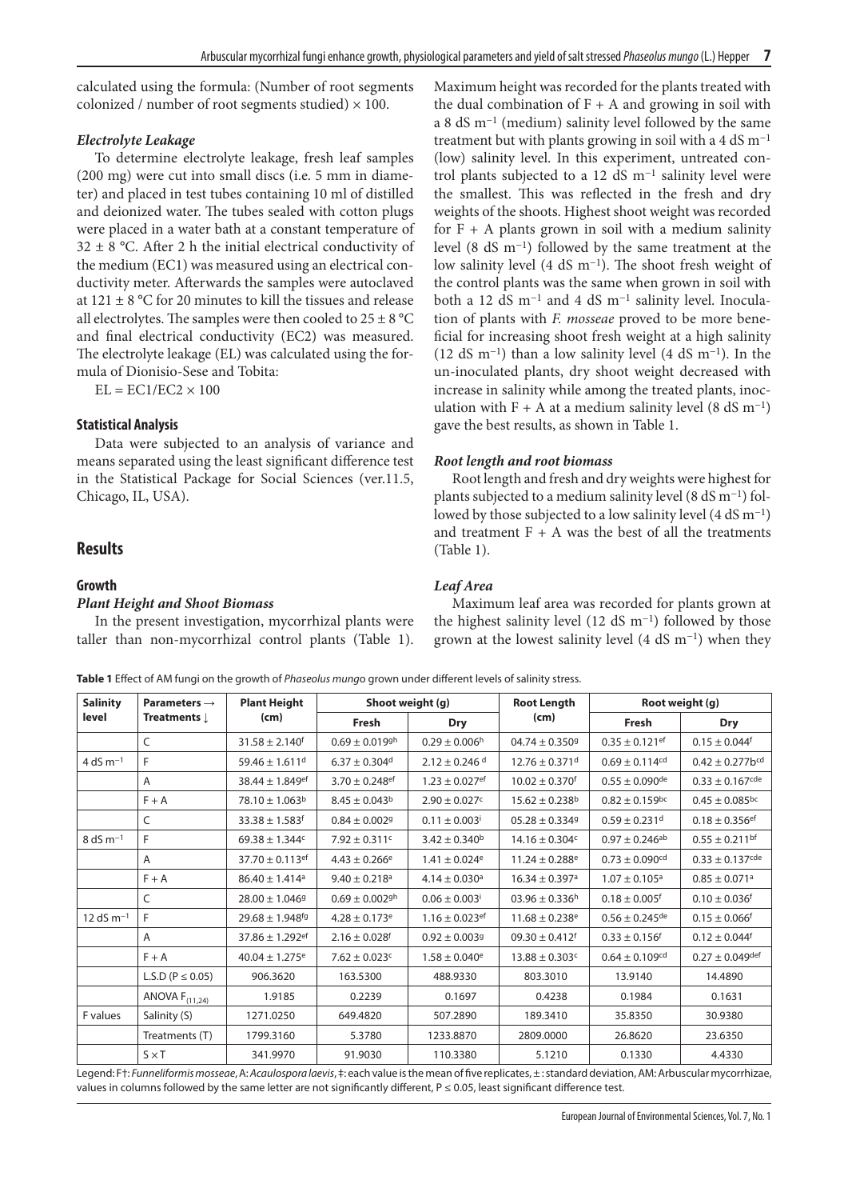calculated using the formula: (Number of root segments colonized / number of root segments studied) × 100.

#### *Electrolyte Leakage*

To determine electrolyte leakage, fresh leaf samples (200 mg) were cut into small discs (i.e. 5 mm in diameter) and placed in test tubes containing 10 ml of distilled and deionized water. The tubes sealed with cotton plugs were placed in a water bath at a constant temperature of 32 ± 8 °C. After 2 h the initial electrical conductivity of the medium (EC1) was measured using an electrical conductivity meter. Afterwards the samples were autoclaved at 121 ± 8 °C for 20 minutes to kill the tissues and release all electrolytes. The samples were then cooled to 25 ± 8 °C and final electrical conductivity (EC2) was measured. The electrolyte leakage (EL) was calculated using the formula of Dionisio-Sese and Tobita:

$EL = EC1/EC2 \times 100$

### Statistical Analysis

Data were subjected to an analysis of variance and means separated using the least significant difference test in the Statistical Package for Social Sciences (ver.11.5, Chicago, IL, USA).

## Results

### Growth

#### *Plant Height and Shoot Biomass*

In the present investigation, mycorrhizal plants were taller than non-mycorrhizal control plants (Table 1). Maximum height was recorded for the plants treated with the dual combination of F + A and growing in soil with a 8 dS m$^{-1}$ (medium) salinity level followed by the same treatment but with plants growing in soil with a 4 dS m$^{-1}$ (low) salinity level. In this experiment, untreated control plants subjected to a 12 dS m$^{-1}$ salinity level were the smallest. This was reflected in the fresh and dry weights of the shoots. Highest shoot weight was recorded for F + A plants grown in soil with a medium salinity level (8 dS m$^{-1}$) followed by the same treatment at the low salinity level (4 dS m$^{-1}$). The shoot fresh weight of the control plants was the same when grown in soil with both a 12 dS m$^{-1}$ and 4 dS m$^{-1}$ salinity level. Inoculation of plants with *F. mosseae* proved to be more beneficial for increasing shoot fresh weight at a high salinity (12 dS m$^{-1}$) than a low salinity level (4 dS m$^{-1}$). In the un-inoculated plants, dry shoot weight decreased with increase in salinity while among the treated plants, inoculation with F + A at a medium salinity level (8 dS m$^{-1}$) gave the best results, as shown in Table 1.

#### *Root length and root biomass*

Root length and fresh and dry weights were highest for plants subjected to a medium salinity level (8 dS m$^{-1}$) followed by those subjected to a low salinity level (4 dS m$^{-1}$) and treatment F + A was the best of all the treatments (Table 1).

#### *Leaf Area*

Maximum leaf area was recorded for plants grown at the highest salinity level (12 dS m$^{-1}$) followed by those grown at the lowest salinity level (4 dS m$^{-1}$) when they

**Table 1** Effect of AM fungi on the growth of *Phaseolus mungo* grown under different levels of salinity stress.

| Salinity level | Parameters → Treatments ↓ | Plant Height (cm) | Shoot weight (g) | | Root Length (cm) | Root weight (g) | |
|---|---|---|---|---|---|---|---|
| | | | Fresh | Dry | | Fresh | Dry |
| | C | 31.58 ± 2.140$^{f}$ | 0.69 ± 0.019$^{gh}$ | 0.29 ± 0.006$^{h}$ | 04.74 ± 0.350$^{g}$ | 0.35 ± 0.121$^{ef}$ | 0.15 ± 0.044$^{f}$ |
| 4 dS m$^{-1}$ | F | 59.46 ± 1.611$^{d}$ | 6.37 ± 0.304$^{d}$ | 2.12 ± 0.246$^{d}$ | 12.76 ± 0.371$^{d}$ | 0.69 ± 0.114$^{cd}$ | 0.42 ± 0.277$^{bcd}$ |
| | A | 38.44 ± 1.849$^{ef}$ | 3.70 ± 0.248$^{ef}$ | 1.23 ± 0.027$^{ef}$ | 10.02 ± 0.370$^{f}$ | 0.55 ± 0.090$^{de}$ | 0.33 ± 0.167$^{cde}$ |
| | F + A | 78.10 ± 1.063$^{b}$ | 8.45 ± 0.043$^{b}$ | 2.90 ± 0.027$^{c}$ | 15.62 ± 0.238$^{b}$ | 0.82 ± 0.159$^{bc}$ | 0.45 ± 0.085$^{bc}$ |
| | C | 33.38 ± 1.583$^{f}$ | 0.84 ± 0.002$^{g}$ | 0.11 ± 0.003$^{i}$ | 05.28 ± 0.334$^{g}$ | 0.59 ± 0.231$^{d}$ | 0.18 ± 0.356$^{ef}$ |
| 8 dS m$^{-1}$ | F | 69.38 ± 1.344$^{c}$ | 7.92 ± 0.311$^{c}$ | 3.42 ± 0.340$^{b}$ | 14.16 ± 0.304$^{c}$ | 0.97 ± 0.246$^{ab}$ | 0.55 ± 0.211$^{bf}$ |
| | A | 37.70 ± 0.113$^{ef}$ | 4.43 ± 0.266$^{e}$ | 1.41 ± 0.024$^{e}$ | 11.24 ± 0.288$^{e}$ | 0.73 ± 0.090$^{cd}$ | 0.33 ± 0.137$^{cde}$ |
| | F + A | 86.40 ± 1.414$^{a}$ | 9.40 ± 0.218$^{a}$ | 4.14 ± 0.030$^{a}$ | 16.34 ± 0.397$^{a}$ | 1.07 ± 0.105$^{a}$ | 0.85 ± 0.071$^{a}$ |
| | C | 28.00 ± 1.046$^{g}$ | 0.69 ± 0.002$^{gh}$ | 0.06 ± 0.003$^{i}$ | 03.96 ± 0.336$^{h}$ | 0.18 ± 0.005$^{f}$ | 0.10 ± 0.036$^{f}$ |
| 12 dS m$^{-1}$ | F | 29.68 ± 1.948$^{fg}$ | 4.28 ± 0.173$^{e}$ | 1.16 ± 0.023$^{ef}$ | 11.68 ± 0.238$^{e}$ | 0.56 ± 0.245$^{de}$ | 0.15 ± 0.066$^{f}$ |
| | A | 37.86 ± 1.292$^{ef}$ | 2.16 ± 0.028$^{f}$ | 0.92 ± 0.003$^{g}$ | 09.30 ± 0.412$^{f}$ | 0.33 ± 0.156$^{f}$ | 0.12 ± 0.044$^{f}$ |
| | F + A | 40.04 ± 1.275$^{e}$ | 7.62 ± 0.023$^{c}$ | 1.58 ± 0.040$^{e}$ | 13.88 ± 0.303$^{c}$ | 0.64 ± 0.109$^{cd}$ | 0.27 ± 0.049$^{def}$ |
| | L.S.D ($P \leq 0.05$) | 906.3620 | 163.5300 | 488.9330 | 803.3010 | 13.9140 | 14.4890 |
| | ANOVA $F_{(11,24)}$ | 1.9185 | 0.2239 | 0.1697 | 0.4238 | 0.1984 | 0.1631 |
| F values | Salinity (S) | 1271.0250 | 649.4820 | 507.2890 | 189.3410 | 35.8350 | 30.9380 |
| | Treatments (T) | 1799.3160 | 5.3780 | 1233.8870 | 2809.0000 | 26.8620 | 23.6350 |
| | S × T | 341.9970 | 91.9030 | 110.3380 | 5.1210 | 0.1330 | 4.4330 |

Legend: F†: *Funneliformis mosseae*, A: *Acaulospora laevis*, ‡: each value is the mean of five replicates, ±: standard deviation, AM: Arbuscular mycorrhizae, values in columns followed by the same letter are not significantly different, P ≤ 0.05, least significant difference test.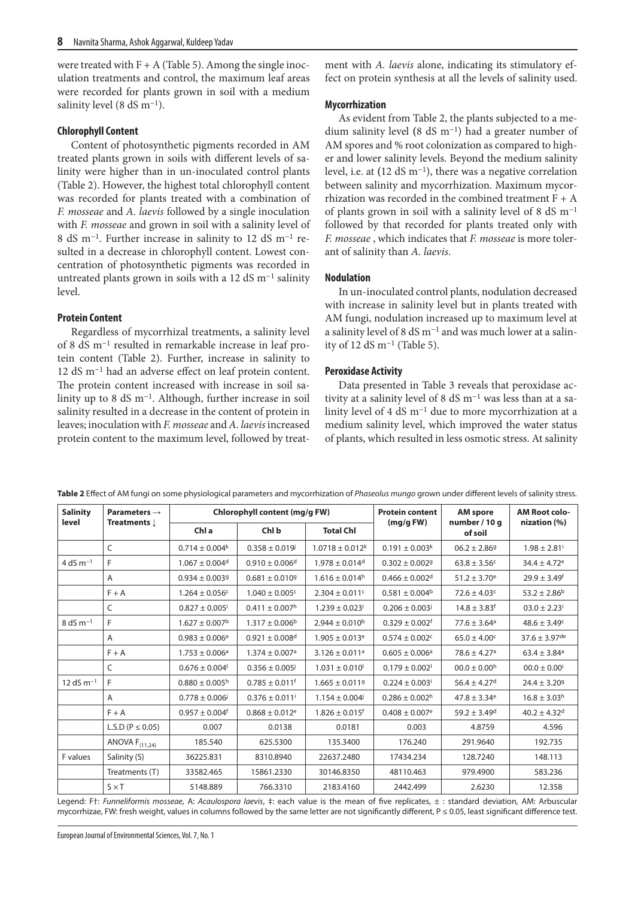were treated with F + A (Table 5). Among the single inoculation treatments and control, the maximum leaf areas were recorded for plants grown in soil with a medium salinity level (8 dS $m^{-1}$).

### Chlorophyll Content

Content of photosynthetic pigments recorded in AM treated plants grown in soils with different levels of salinity were higher than in un-inoculated control plants (Table 2). However, the highest total chlorophyll content was recorded for plants treated with a combination of *F. mosseae* and *A. laevis* followed by a single inoculation with *F. mosseae* and grown in soil with a salinity level of 8 dS $m^{-1}$. Further increase in salinity to 12 dS $m^{-1}$ resulted in a decrease in chlorophyll content. Lowest concentration of photosynthetic pigments was recorded in untreated plants grown in soils with a 12 dS $m^{-1}$ salinity level.

### Protein Content

Regardless of mycorrhizal treatments, a salinity level of 8 dS $m^{-1}$ resulted in remarkable increase in leaf protein content (Table 2). Further, increase in salinity to 12 dS $m^{-1}$ had an adverse effect on leaf protein content. The protein content increased with increase in soil salinity up to 8 dS $m^{-1}$. Although, further increase in soil salinity resulted in a decrease in the content of protein in leaves; inoculation with *F. mosseae* and *A. laevis* increased protein content to the maximum level, followed by treatment with *A. laevis* alone, indicating its stimulatory effect on protein synthesis at all the levels of salinity used.

### Mycorrhization

As evident from Table 2, the plants subjected to a medium salinity level (8 dS $m^{-1}$) had a greater number of AM spores and % root colonization as compared to higher and lower salinity levels. Beyond the medium salinity level, i.e. at (12 dS $m^{-1}$), there was a negative correlation between salinity and mycorrhization. Maximum mycorrhization was recorded in the combined treatment F + A of plants grown in soil with a salinity level of 8 dS $m^{-1}$ followed by that recorded for plants treated only with *F. mosseae* , which indicates that *F. mosseae* is more tolerant of salinity than *A. laevis*.

### Nodulation

In un-inoculated control plants, nodulation decreased with increase in salinity level but in plants treated with AM fungi, nodulation increased up to maximum level at a salinity level of 8 dS $m^{-1}$ and was much lower at a salinity of 12 dS $m^{-1}$ (Table 5).

### Peroxidase Activity

Data presented in Table 3 reveals that peroxidase activity at a salinity level of 8 dS $m^{-1}$ was less than at a salinity level of 4 dS $m^{-1}$ due to more mycorrhization at a medium salinity level, which improved the water status of plants, which resulted in less osmotic stress. At salinity

**Table 2** Effect of AM fungi on some physiological parameters and mycorrhization of *Phaseolus mungo* grown under different levels of salinity stress.

| Salinity level | Parameters → Treatments ↓ | Chlorophyll content (mg/g FW) | | | Protein content (mg/g FW) | AM spore number / 10 g of soil | AM Root colonization (%) |
|---|---|---|---|---|---|---|---|
| | | Chl a | Chl b | Total Chl | | | |
| | C | $0.714 \pm 0.004^{k}$ | $0.358 \pm 0.019^{j}$ | $1.0718 \pm 0.012^{k}$ | $0.191 \pm 0.003^{k}$ | $06.2 \pm 2.86^{g}$ | $1.98 \pm 2.81^{i}$ |
| 4 dS $m^{-1}$ | F | $1.067 \pm 0.004^{d}$ | $0.910 \pm 0.006^{d}$ | $1.978 \pm 0.014^{d}$ | $0.302 \pm 0.002^{g}$ | $63.8 \pm 3.56^{c}$ | $34.4 \pm 4.72^{e}$ |
| | A | $0.934 \pm 0.003^{g}$ | $0.681 \pm 0.010^{g}$ | $1.616 \pm 0.014^{h}$ | $0.466 \pm 0.002^{d}$ | $51.2 \pm 3.70^{e}$ | $29.9 \pm 3.49^{f}$ |
| | F + A | $1.264 \pm 0.056^{c}$ | $1.040 \pm 0.005^{c}$ | $2.304 \pm 0.011^{c}$ | $0.581 \pm 0.004^{b}$ | $72.6 \pm 4.03^{c}$ | $53.2 \pm 2.86^{b}$ |
| | C | $0.827 \pm 0.005^{i}$ | $0.411 \pm 0.007^{h}$ | $1.239 \pm 0.023^{i}$ | $0.206 \pm 0.003^{j}$ | $14.8 \pm 3.83^{f}$ | $03.0 \pm 2.23^{i}$ |
| 8 dS $m^{-1}$ | F | $1.627 \pm 0.007^{b}$ | $1.317 \pm 0.006^{b}$ | $2.944 \pm 0.010^{b}$ | $0.329 \pm 0.002^{f}$ | $77.6 \pm 3.64^{a}$ | $48.6 \pm 3.49^{c}$ |
| | A | $0.983 \pm 0.006^{e}$ | $0.921 \pm 0.008^{d}$ | $1.905 \pm 0.013^{e}$ | $0.574 \pm 0.002^{c}$ | $65.0 \pm 4.00^{c}$ | $37.6 \pm 3.97^{de}$ |
| | F + A | $1.753 \pm 0.006^{a}$ | $1.374 \pm 0.007^{a}$ | $3.126 \pm 0.011^{a}$ | $0.605 \pm 0.006^{a}$ | $78.6 \pm 4.27^{a}$ | $63.4 \pm 3.84^{a}$ |
| | C | $0.676 \pm 0.004^{l}$ | $0.356 \pm 0.005^{j}$ | $1.031 \pm 0.010^{l}$ | $0.179 \pm 0.002^{l}$ | $00.0 \pm 0.00^{h}$ | $00.0 \pm 0.00^{i}$ |
| 12 dS $m^{-1}$ | F | $0.880 \pm 0.005^{h}$ | $0.785 \pm 0.011^{f}$ | $1.665 \pm 0.011^{g}$ | $0.224 \pm 0.003^{i}$ | $56.4 \pm 4.27^{d}$ | $24.4 \pm 3.20^{g}$ |
| | A | $0.778 \pm 0.006^{j}$ | $0.376 \pm 0.011^{i}$ | $1.154 \pm 0.004^{j}$ | $0.286 \pm 0.002^{h}$ | $47.8 \pm 3.34^{e}$ | $16.8 \pm 3.03^{h}$ |
| | F + A | $0.957 \pm 0.004^{f}$ | $0.868 \pm 0.012^{e}$ | $1.826 \pm 0.015^{f}$ | $0.408 \pm 0.007^{e}$ | $59.2 \pm 3.49^{d}$ | $40.2 \pm 4.32^{d}$ |
| | L.S.D ($P \leq 0.05$) | 0.007 | 0.0138 | 0.0181 | 0.003 | 4.8759 | 4.596 |
| | ANOVA $F_{(11,24)}$ | 185.540 | 625.5300 | 135.3400 | 176.240 | 291.9640 | 192.735 |
| F values | Salinity (S) | 36225.831 | 8310.8940 | 22637.2480 | 17434.234 | 128.7240 | 148.113 |
| | Treatments (T) | 33582.465 | 15861.2330 | 30146.8350 | 48110.463 | 979.4900 | 583.236 |
| | S × T | 5148.889 | 766.3310 | 2183.4160 | 2442.499 | 2.6230 | 12.358 |

Legend: F†: *Funneliformis mosseae*, A: *Acaulospora laevis*, ‡: each value is the mean of five replicates, ± : standard deviation, AM: Arbuscular mycorrhizae, FW: fresh weight, values in columns followed by the same letter are not significantly different, P ≤ 0.05, least significant difference test.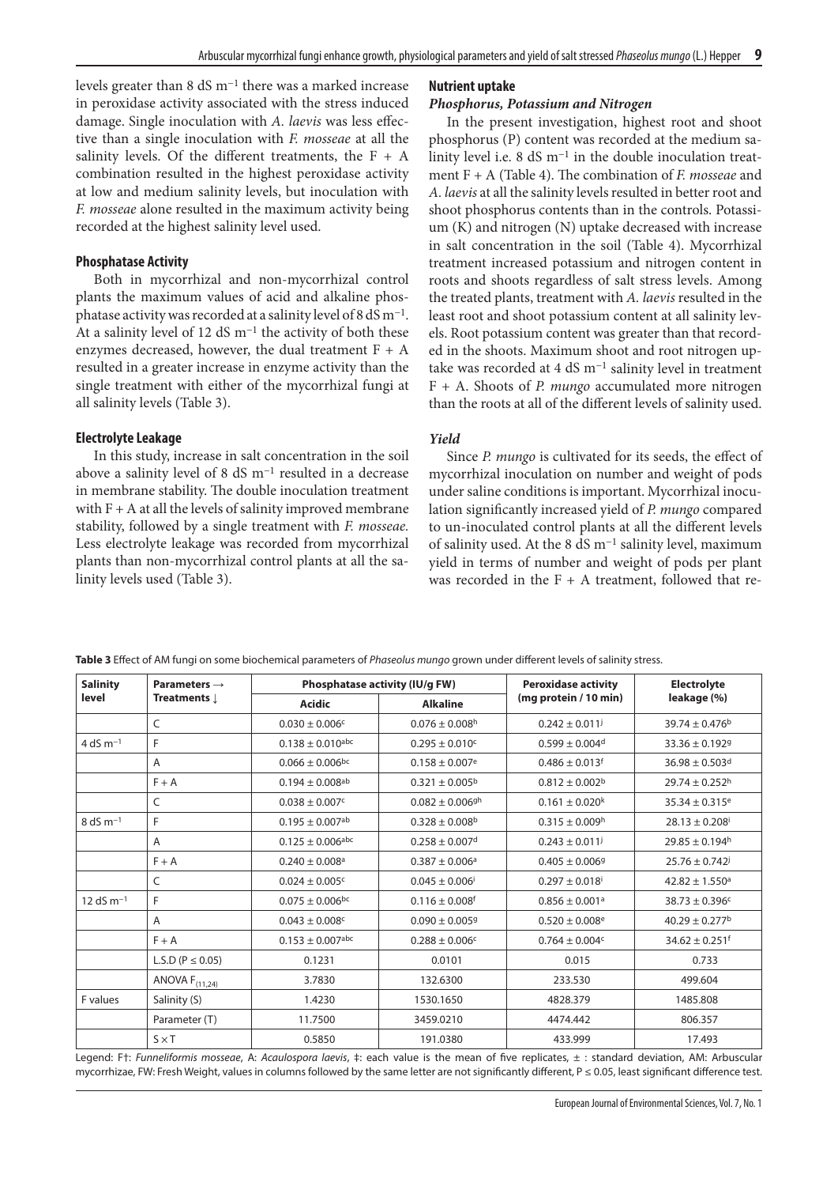levels greater than 8 dS m$^{-1}$ there was a marked increase in peroxidase activity associated with the stress induced damage. Single inoculation with *A. laevis* was less effective than a single inoculation with *F. mosseae* at all the salinity levels. Of the different treatments, the F + A combination resulted in the highest peroxidase activity at low and medium salinity levels, but inoculation with *F. mosseae* alone resulted in the maximum activity being recorded at the highest salinity level used.

#### Phosphatase Activity

Both in mycorrhizal and non-mycorrhizal control plants the maximum values of acid and alkaline phosphatase activity was recorded at a salinity level of 8 dS m$^{-1}$. At a salinity level of 12 dS m$^{-1}$ the activity of both these enzymes decreased, however, the dual treatment F + A resulted in a greater increase in enzyme activity than the single treatment with either of the mycorrhizal fungi at all salinity levels (Table 3).

#### Electrolyte Leakage

In this study, increase in salt concentration in the soil above a salinity level of 8 dS m$^{-1}$ resulted in a decrease in membrane stability. The double inoculation treatment with F + A at all the levels of salinity improved membrane stability, followed by a single treatment with *F. mosseae.* Less electrolyte leakage was recorded from mycorrhizal plants than non-mycorrhizal control plants at all the salinity levels used (Table 3).

#### Nutrient uptake

##### *Phosphorus, Potassium and Nitrogen*

In the present investigation, highest root and shoot phosphorus (P) content was recorded at the medium salinity level i.e. 8 dS m$^{-1}$ in the double inoculation treatment F + A (Table 4). The combination of *F. mosseae* and *A. laevis* at all the salinity levels resulted in better root and shoot phosphorus contents than in the controls. Potassium (K) and nitrogen (N) uptake decreased with increase in salt concentration in the soil (Table 4). Mycorrhizal treatment increased potassium and nitrogen content in roots and shoots regardless of salt stress levels. Among the treated plants, treatment with *A. laevis* resulted in the least root and shoot potassium content at all salinity levels. Root potassium content was greater than that recorded in the shoots. Maximum shoot and root nitrogen uptake was recorded at 4 dS m$^{-1}$ salinity level in treatment F + A. Shoots of *P. mungo* accumulated more nitrogen than the roots at all of the different levels of salinity used.

##### *Yield*

Since *P. mungo* is cultivated for its seeds, the effect of mycorrhizal inoculation on number and weight of pods under saline conditions is important. Mycorrhizal inoculation significantly increased yield of *P. mungo* compared to un-inoculated control plants at all the different levels of salinity used. At the 8 dS m$^{-1}$ salinity level, maximum yield in terms of number and weight of pods per plant was recorded in the F + A treatment, followed that re-

**Table 3** Effect of AM fungi on some biochemical parameters of *Phaseolus mungo* grown under different levels of salinity stress.

| Salinity level | Parameters → Treatments ↓ | Phosphatase activity (IU/g FW) | | Peroxidase activity (mg protein / 10 min) | Electrolyte leakage (%) |
|---|---|---|---|---|---|
| | | Acidic | Alkaline | | |
| | C | 0.030 ± 0.006[c] | 0.076 ± 0.008[h] | 0.242 ± 0.011[j] | 39.74 ± 0.476[b] |
| 4 dS m$^{-1}$ | F | 0.138 ± 0.010[abc] | 0.295 ± 0.010[c] | 0.599 ± 0.004[d] | 33.36 ± 0.192[g] |
| | A | 0.066 ± 0.006[bc] | 0.158 ± 0.007[e] | 0.486 ± 0.013[f] | 36.98 ± 0.503[d] |
| | F + A | 0.194 ± 0.008[ab] | 0.321 ± 0.005[b] | 0.812 ± 0.002[b] | 29.74 ± 0.252[h] |
| | C | 0.038 ± 0.007[c] | 0.082 ± 0.006[gh] | 0.161 ± 0.020[k] | 35.34 ± 0.315[e] |
| 8 dS m$^{-1}$ | F | 0.195 ± 0.007[ab] | 0.328 ± 0.008[b] | 0.315 ± 0.009[h] | 28.13 ± 0.208[i] |
| | A | 0.125 ± 0.006[abc] | 0.258 ± 0.007[d] | 0.243 ± 0.011[j] | 29.85 ± 0.194[h] |
| | F + A | 0.240 ± 0.008[a] | 0.387 ± 0.006[a] | 0.405 ± 0.006[g] | 25.76 ± 0.742[j] |
| | C | 0.024 ± 0.005[c] | 0.045 ± 0.006[i] | 0.297 ± 0.018[i] | 42.82 ± 1.550[a] |
| 12 dS m$^{-1}$ | F | 0.075 ± 0.006[bc] | 0.116 ± 0.008[f] | 0.856 ± 0.001[a] | 38.73 ± 0.396[c] |
| | A | 0.043 ± 0.008[c] | 0.090 ± 0.005[g] | 0.520 ± 0.008[e] | 40.29 ± 0.277[b] |
| | F + A | 0.153 ± 0.007[abc] | 0.288 ± 0.006[c] | 0.764 ± 0.004[c] | 34.62 ± 0.251[f] |
| | L.S.D (P ≤ 0.05) | 0.1231 | 0.0101 | 0.015 | 0.733 |
| | ANOVA $F_{(11,24)}$ | 3.7830 | 132.6300 | 233.530 | 499.604 |
| F values | Salinity (S) | 1.4230 | 1530.1650 | 4828.379 | 1485.808 |
| | Parameter (T) | 11.7500 | 3459.0210 | 4474.442 | 806.357 |
| | S × T | 0.5850 | 191.0380 | 433.999 | 17.493 |

Legend: F†: *Funneliformis mosseae*, A: *Acaulospora laevis*, ‡: each value is the mean of five replicates, ± : standard deviation, AM: Arbuscular mycorrhizae, FW: Fresh Weight, values in columns followed by the same letter are not significantly different, P ≤ 0.05, least significant difference test.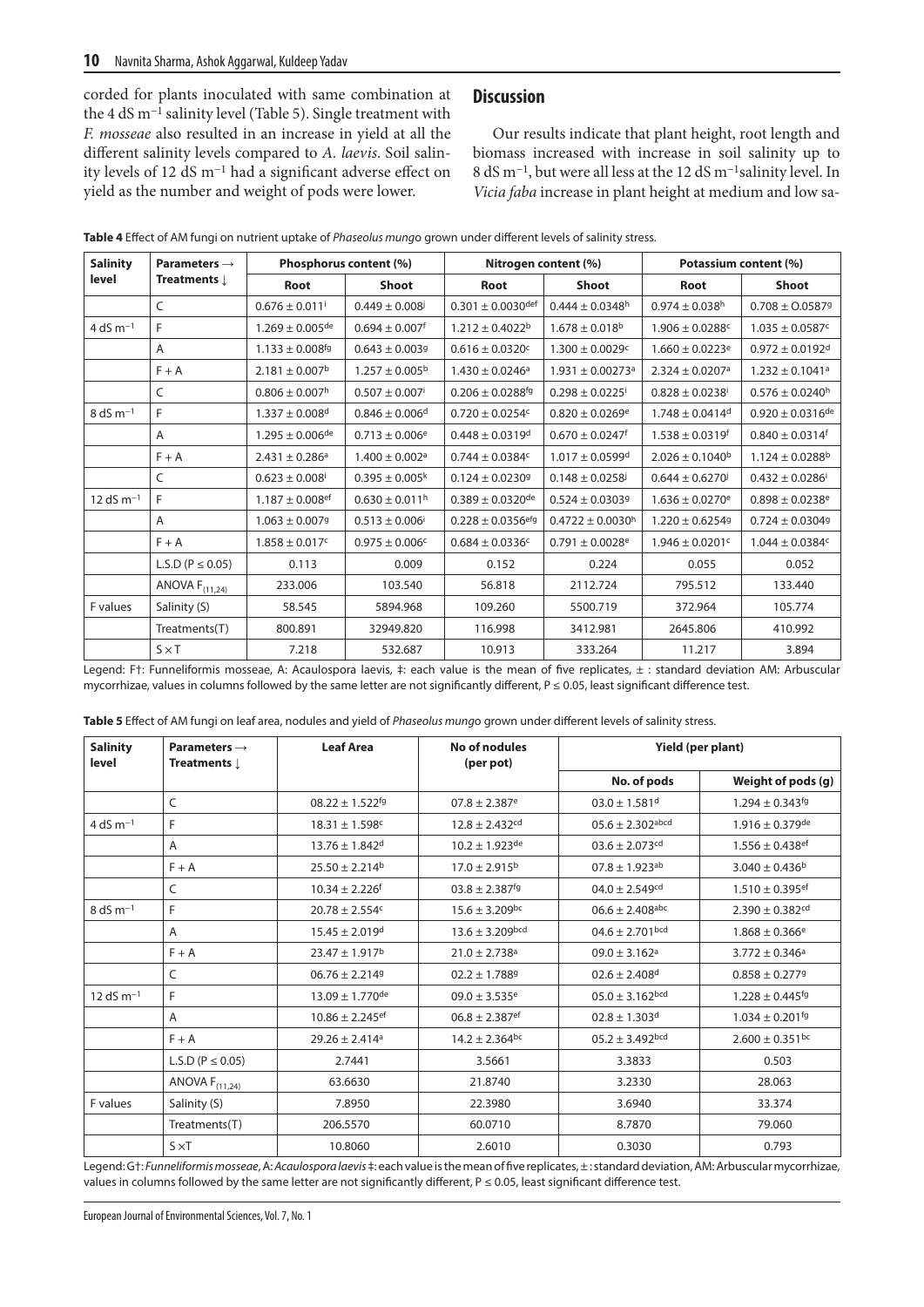corded for plants inoculated with same combination at the 4 dS $m^{-1}$ salinity level (Table 5). Single treatment with *F. mosseae* also resulted in an increase in yield at all the different salinity levels compared to *A. laevis*. Soil salinity levels of 12 dS $m^{-1}$ had a significant adverse effect on yield as the number and weight of pods were lower.

## Discussion

Our results indicate that plant height, root length and biomass increased with increase in soil salinity up to 8 dS $m^{-1}$, but were all less at the 12 dS $m^{-1}$salinity level. In *Vicia faba* increase in plant height at medium and low sa-

**Table 4** Effect of AM fungi on nutrient uptake of *Phaseolus mungo* grown under different levels of salinity stress.

| Salinity level | Parameters → Treatments ↓ | Phosphorus content (%) | | Nitrogen content (%) | | Potassium content (%) | |
|---|---|---|---|---|---|---|---|
| | | Root | Shoot | Root | Shoot | Root | Shoot |
| | C | 0.676 ± 0.011[i] | 0.449 ± 0.008[j] | 0.301 ± 0.0030[def] | 0.444 ± 0.0348[h] | 0.974 ± 0.038[h] | 0.708 ± 0.0587[g] |
| 4 dS $m^{-1}$ | F | 1.269 ± 0.005[de] | 0.694 ± 0.007[f] | 1.212 ± 0.4022[b] | 1.678 ± 0.018[b] | 1.906 ± 0.0288[c] | 1.035 ± 0.0587[c] |
| | A | 1.133 ± 0.008[fg] | 0.643 ± 0.003[g] | 0.616 ± 0.0320[c] | 1.300 ± 0.0029[c] | 1.660 ± 0.0223[e] | 0.972 ± 0.0192[d] |
| | F + A | 2.181 ± 0.007[b] | 1.257 ± 0.005[b] | 1.430 ± 0.0246[a] | 1.931 ± 0.00273[a] | 2.324 ± 0.0207[a] | 1.232 ± 0.1041[a] |
| | C | 0.806 ± 0.007[h] | 0.507 ± 0.007[i] | 0.206 ± 0.0288[fg] | 0.298 ± 0.0225[i] | 0.828 ± 0.0238[i] | 0.576 ± 0.0240[h] |
| 8 dS $m^{-1}$ | F | 1.337 ± 0.008[d] | 0.846 ± 0.006[d] | 0.720 ± 0.0254[c] | 0.820 ± 0.0269[e] | 1.748 ± 0.0414[d] | 0.920 ± 0.0316[de] |
| | A | 1.295 ± 0.006[de] | 0.713 ± 0.006[e] | 0.448 ± 0.0319[d] | 0.670 ± 0.0247[f] | 1.538 ± 0.0319[f] | 0.840 ± 0.0314[f] |
| | F + A | 2.431 ± 0.286[a] | 1.400 ± 0.002[a] | 0.744 ± 0.0384[c] | 1.017 ± 0.0599[d] | 2.026 ± 0.1040[b] | 1.124 ± 0.0288[b] |
| | C | 0.623 ± 0.008[j] | 0.395 ± 0.005[k] | 0.124 ± 0.0230[g] | 0.148 ± 0.0258[j] | 0.644 ± 0.6270[j] | 0.432 ± 0.0286[i] |
| 12 dS $m^{-1}$ | F | 1.187 ± 0.008[ef] | 0.630 ± 0.011[h] | 0.389 ± 0.0320[de] | 0.524 ± 0.0303[g] | 1.636 ± 0.0270[e] | 0.898 ± 0.0238[e] |
| | A | 1.063 ± 0.007[g] | 0.513 ± 0.006[i] | 0.228 ± 0.0356[efg] | 0.4722 ± 0.0030[h] | 1.220 ± 0.6254[g] | 0.724 ± 0.0304[g] |
| | F + A | 1.858 ± 0.017[c] | 0.975 ± 0.006[c] | 0.684 ± 0.0336[c] | 0.791 ± 0.0028[e] | 1.946 ± 0.0201[c] | 1.044 ± 0.0384[c] |
| | L.S.D ($P \leq 0.05$) | 0.113 | 0.009 | 0.152 | 0.224 | 0.055 | 0.052 |
| | ANOVA $F_{(11,24)}$ | 233.006 | 103.540 | 56.818 | 2112.724 | 795.512 | 133.440 |
| F values | Salinity (S) | 58.545 | 5894.968 | 109.260 | 5500.719 | 372.964 | 105.774 |
| | Treatments(T) | 800.891 | 32949.820 | 116.998 | 3412.981 | 2645.806 | 410.992 |
| | S × T | 7.218 | 532.687 | 10.913 | 333.264 | 11.217 | 3.894 |

Legend: F†: Funneliformis mosseae, A: Acaulospora laevis, ‡: each value is the mean of five replicates, ± : standard deviation AM: Arbuscular mycorrhizae, values in columns followed by the same letter are not significantly different, P ≤ 0.05, least significant difference test.

**Table 5** Effect of AM fungi on leaf area, nodules and yield of *Phaseolus mungo* grown under different levels of salinity stress.

| Salinity level | Parameters → Treatments ↓ | Leaf Area | No of nodules (per pot) | Yield (per plant) | |
|---|---|---|---|---|---|
| | | | | No. of pods | Weight of pods (g) |
| | C | 08.22 ± 1.522[fg] | 07.8 ± 2.387[e] | 03.0 ± 1.581[d] | 1.294 ± 0.343[fg] |
| 4 dS $m^{-1}$ | F | 18.31 ± 1.598[c] | 12.8 ± 2.432[cd] | 05.6 ± 2.302[abcd] | 1.916 ± 0.379[de] |
| | A | 13.76 ± 1.842[d] | 10.2 ± 1.923[de] | 03.6 ± 2.073[cd] | 1.556 ± 0.438[ef] |
| | F + A | 25.50 ± 2.214[b] | 17.0 ± 2.915[b] | 07.8 ± 1.923[ab] | 3.040 ± 0.436[b] |
| | C | 10.34 ± 2.226[f] | 03.8 ± 2.387[fg] | 04.0 ± 2.549[cd] | 1.510 ± 0.395[ef] |
| 8 dS $m^{-1}$ | F | 20.78 ± 2.554[c] | 15.6 ± 3.209[bc] | 06.6 ± 2.408[abc] | 2.390 ± 0.382[cd] |
| | A | 15.45 ± 2.019[d] | 13.6 ± 3.209[bcd] | 04.6 ± 2.701[bcd] | 1.868 ± 0.366[e] |
| | F + A | 23.47 ± 1.917[b] | 21.0 ± 2.738[a] | 09.0 ± 3.162[a] | 3.772 ± 0.346[a] |
| | C | 06.76 ± 2.214[g] | 02.2 ± 1.788[g] | 02.6 ± 2.408[d] | 0.858 ± 0.277[g] |
| 12 dS $m^{-1}$ | F | 13.09 ± 1.770[de] | 09.0 ± 3.535[e] | 05.0 ± 3.162[bcd] | 1.228 ± 0.445[fg] |
| | A | 10.86 ± 2.245[ef] | 06.8 ± 2.387[ef] | 02.8 ± 1.303[d] | 1.034 ± 0.201[fg] |
| | F + A | 29.26 ± 2.414[a] | 14.2 ± 2.364[bc] | 05.2 ± 3.492[bcd] | 2.600 ± 0.351[bc] |
| | L.S.D ($P \leq 0.05$) | 2.7441 | 3.5661 | 3.3833 | 0.503 |
| | ANOVA $F_{(11,24)}$ | 63.6630 | 21.8740 | 3.2330 | 28.063 |
| F values | Salinity (S) | 7.8950 | 22.3980 | 3.6940 | 33.374 |
| | Treatments(T) | 206.5570 | 60.0710 | 8.7870 | 79.060 |
| | S ×T | 10.8060 | 2.6010 | 0.3030 | 0.793 |

Legend: G†: *Funneliformis mosseae*, A: *Acaulospora laevis* ‡: each value is the mean of five replicates, ± : standard deviation, AM: Arbuscular mycorrhizae, values in columns followed by the same letter are not significantly different, P ≤ 0.05, least significant difference test.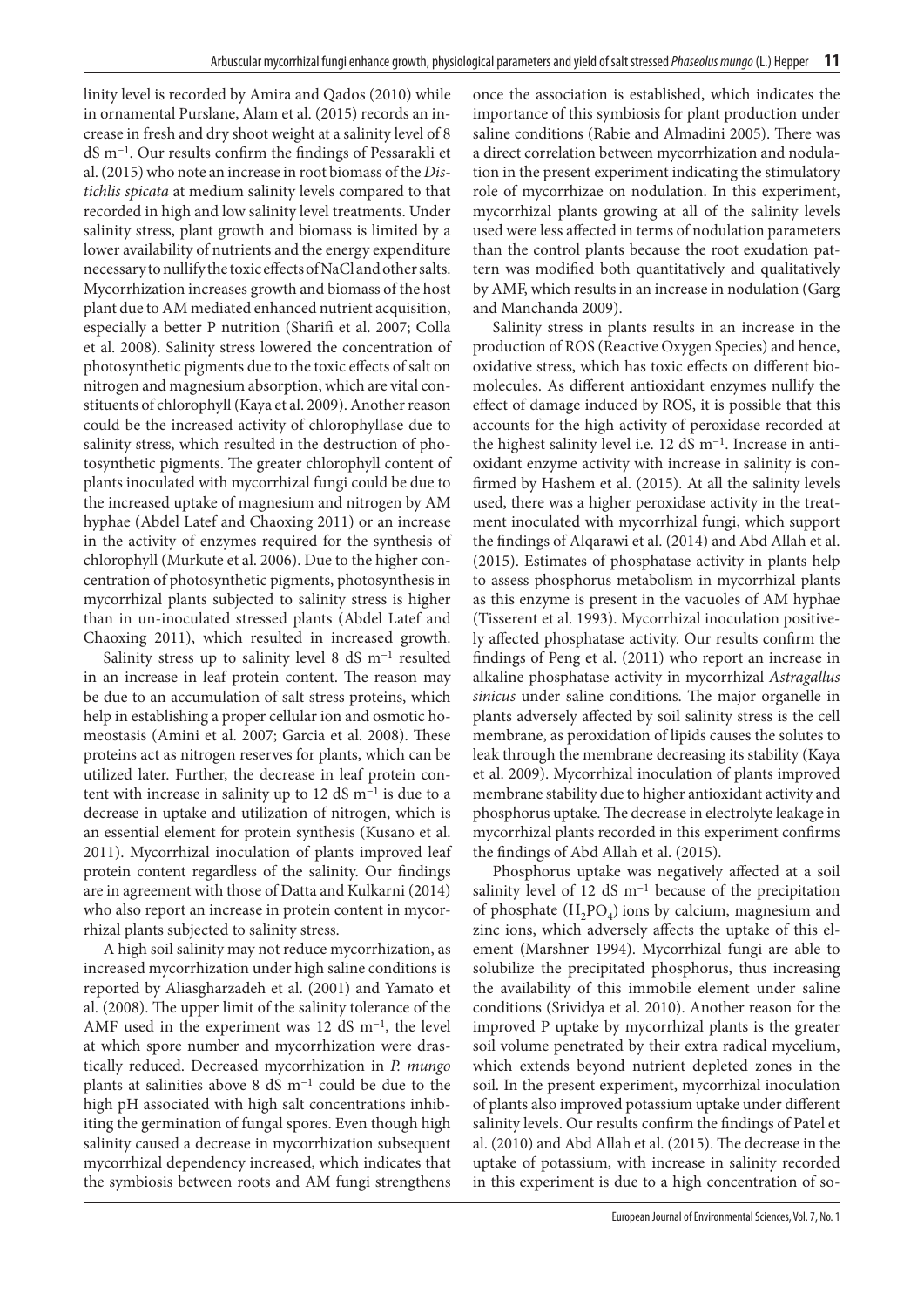linity level is recorded by Amira and Qados (2010) while in ornamental Purslane, Alam et al. (2015) records an increase in fresh and dry shoot weight at a salinity level of 8 dS $m^{-1}$. Our results confirm the findings of Pessarakli et al. (2015) who note an increase in root biomass of the *Distichlis spicata* at medium salinity levels compared to that recorded in high and low salinity level treatments. Under salinity stress, plant growth and biomass is limited by a lower availability of nutrients and the energy expenditure necessary to nullify the toxic effects of NaCl and other salts. Mycorrhization increases growth and biomass of the host plant due to AM mediated enhanced nutrient acquisition, especially a better P nutrition (Sharifi et al. 2007; Colla et al. 2008). Salinity stress lowered the concentration of photosynthetic pigments due to the toxic effects of salt on nitrogen and magnesium absorption, which are vital constituents of chlorophyll (Kaya et al. 2009). Another reason could be the increased activity of chlorophyllase due to salinity stress, which resulted in the destruction of photosynthetic pigments. The greater chlorophyll content of plants inoculated with mycorrhizal fungi could be due to the increased uptake of magnesium and nitrogen by AM hyphae (Abdel Latef and Chaoxing 2011) or an increase in the activity of enzymes required for the synthesis of chlorophyll (Murkute et al. 2006). Due to the higher concentration of photosynthetic pigments, photosynthesis in mycorrhizal plants subjected to salinity stress is higher than in un-inoculated stressed plants (Abdel Latef and Chaoxing 2011), which resulted in increased growth.

Salinity stress up to salinity level 8 dS $m^{-1}$ resulted in an increase in leaf protein content. The reason may be due to an accumulation of salt stress proteins, which help in establishing a proper cellular ion and osmotic homeostasis (Amini et al. 2007; Garcia et al. 2008). These proteins act as nitrogen reserves for plants, which can be utilized later. Further, the decrease in leaf protein content with increase in salinity up to 12 dS $m^{-1}$ is due to a decrease in uptake and utilization of nitrogen, which is an essential element for protein synthesis (Kusano et al. 2011). Mycorrhizal inoculation of plants improved leaf protein content regardless of the salinity. Our findings are in agreement with those of Datta and Kulkarni (2014) who also report an increase in protein content in mycorrhizal plants subjected to salinity stress.

A high soil salinity may not reduce mycorrhization, as increased mycorrhization under high saline conditions is reported by Aliasgharzadeh et al. (2001) and Yamato et al. (2008). The upper limit of the salinity tolerance of the AMF used in the experiment was 12 dS $m^{-1}$, the level at which spore number and mycorrhization were drastically reduced. Decreased mycorrhization in *P. mungo* plants at salinities above 8 dS $m^{-1}$ could be due to the high pH associated with high salt concentrations inhibiting the germination of fungal spores. Even though high salinity caused a decrease in mycorrhization subsequent mycorrhizal dependency increased, which indicates that the symbiosis between roots and AM fungi strengthens once the association is established, which indicates the importance of this symbiosis for plant production under saline conditions (Rabie and Almadini 2005). There was a direct correlation between mycorrhization and nodulation in the present experiment indicating the stimulatory role of mycorrhizae on nodulation. In this experiment, mycorrhizal plants growing at all of the salinity levels used were less affected in terms of nodulation parameters than the control plants because the root exudation pattern was modified both quantitatively and qualitatively by AMF, which results in an increase in nodulation (Garg and Manchanda 2009).

Salinity stress in plants results in an increase in the production of ROS (Reactive Oxygen Species) and hence, oxidative stress, which has toxic effects on different biomolecules. As different antioxidant enzymes nullify the effect of damage induced by ROS, it is possible that this accounts for the high activity of peroxidase recorded at the highest salinity level i.e. 12 dS $m^{-1}$. Increase in antioxidant enzyme activity with increase in salinity is confirmed by Hashem et al. (2015). At all the salinity levels used, there was a higher peroxidase activity in the treatment inoculated with mycorrhizal fungi, which support the findings of Alqarawi et al. (2014) and Abd Allah et al. (2015). Estimates of phosphatase activity in plants help to assess phosphorus metabolism in mycorrhizal plants as this enzyme is present in the vacuoles of AM hyphae (Tisserent et al. 1993). Mycorrhizal inoculation positively affected phosphatase activity. Our results confirm the findings of Peng et al. (2011) who report an increase in alkaline phosphatase activity in mycorrhizal *Astragallus sinicus* under saline conditions. The major organelle in plants adversely affected by soil salinity stress is the cell membrane, as peroxidation of lipids causes the solutes to leak through the membrane decreasing its stability (Kaya et al. 2009). Mycorrhizal inoculation of plants improved membrane stability due to higher antioxidant activity and phosphorus uptake. The decrease in electrolyte leakage in mycorrhizal plants recorded in this experiment confirms the findings of Abd Allah et al. (2015).

Phosphorus uptake was negatively affected at a soil salinity level of 12 dS $m^{-1}$ because of the precipitation of phosphate ($H_2PO_4$) ions by calcium, magnesium and zinc ions, which adversely affects the uptake of this element (Marshner 1994). Mycorrhizal fungi are able to solubilize the precipitated phosphorus, thus increasing the availability of this immobile element under saline conditions (Srividya et al. 2010). Another reason for the improved P uptake by mycorrhizal plants is the greater soil volume penetrated by their extra radical mycelium, which extends beyond nutrient depleted zones in the soil. In the present experiment, mycorrhizal inoculation of plants also improved potassium uptake under different salinity levels. Our results confirm the findings of Patel et al. (2010) and Abd Allah et al. (2015). The decrease in the uptake of potassium, with increase in salinity recorded in this experiment is due to a high concentration of so-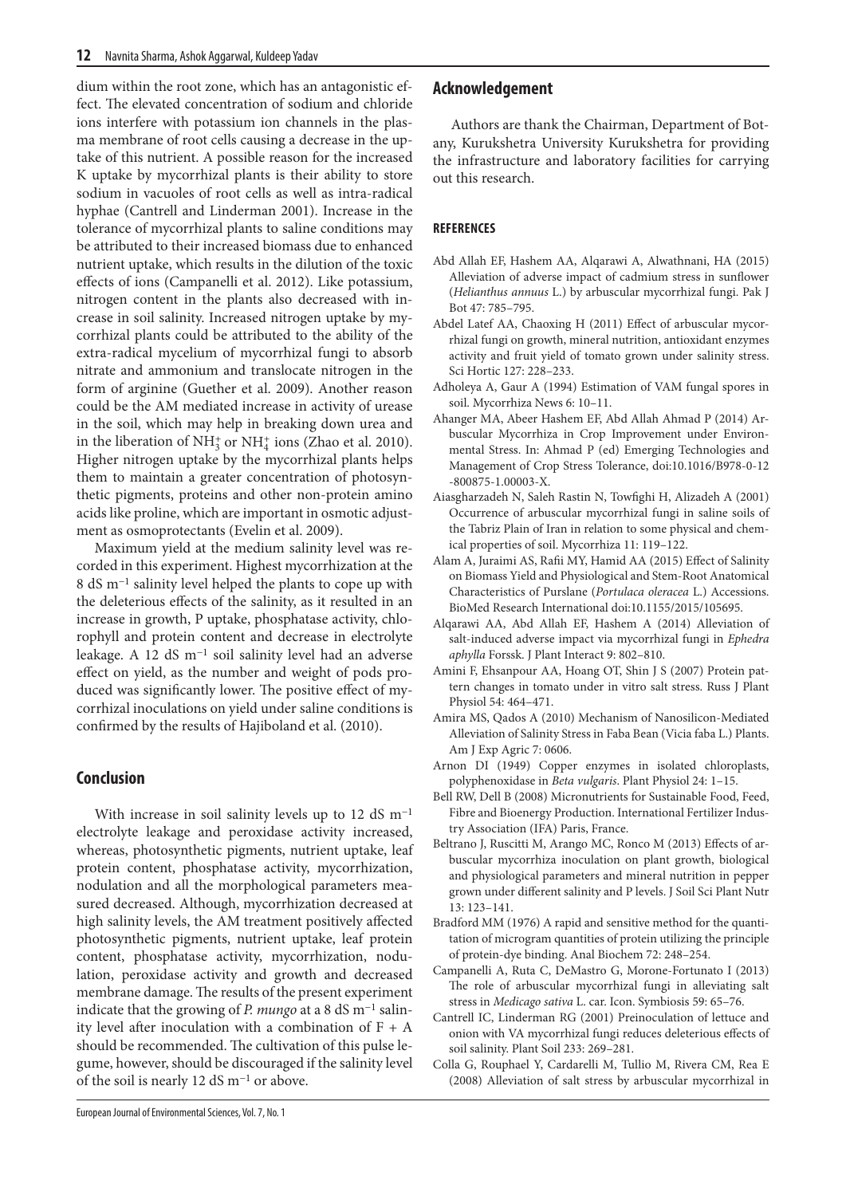dium within the root zone, which has an antagonistic effect. The elevated concentration of sodium and chloride ions interfere with potassium ion channels in the plasma membrane of root cells causing a decrease in the uptake of this nutrient. A possible reason for the increased K uptake by mycorrhizal plants is their ability to store sodium in vacuoles of root cells as well as intra-radical hyphae (Cantrell and Linderman 2001). Increase in the tolerance of mycorrhizal plants to saline conditions may be attributed to their increased biomass due to enhanced nutrient uptake, which results in the dilution of the toxic effects of ions (Campanelli et al. 2012). Like potassium, nitrogen content in the plants also decreased with increase in soil salinity. Increased nitrogen uptake by mycorrhizal plants could be attributed to the ability of the extra-radical mycelium of mycorrhizal fungi to absorb nitrate and ammonium and translocate nitrogen in the form of arginine (Guether et al. 2009). Another reason could be the AM mediated increase in activity of urease in the soil, which may help in breaking down urea and in the liberation of $NH_3^+$ or $NH_4^+$ ions (Zhao et al. 2010). Higher nitrogen uptake by the mycorrhizal plants helps them to maintain a greater concentration of photosynthetic pigments, proteins and other non-protein amino acids like proline, which are important in osmotic adjustment as osmoprotectants (Evelin et al. 2009).

Maximum yield at the medium salinity level was recorded in this experiment. Highest mycorrhization at the 8 dS $m^{-1}$ salinity level helped the plants to cope up with the deleterious effects of the salinity, as it resulted in an increase in growth, P uptake, phosphatase activity, chlorophyll and protein content and decrease in electrolyte leakage. A 12 dS $m^{-1}$ soil salinity level had an adverse effect on yield, as the number and weight of pods produced was significantly lower. The positive effect of mycorrhizal inoculations on yield under saline conditions is confirmed by the results of Hajiboland et al. (2010).

## Conclusion

With increase in soil salinity levels up to 12 dS $m^{-1}$ electrolyte leakage and peroxidase activity increased, whereas, photosynthetic pigments, nutrient uptake, leaf protein content, phosphatase activity, mycorrhization, nodulation and all the morphological parameters measured decreased. Although, mycorrhization decreased at high salinity levels, the AM treatment positively affected photosynthetic pigments, nutrient uptake, leaf protein content, phosphatase activity, mycorrhization, nodulation, peroxidase activity and growth and decreased membrane damage. The results of the present experiment indicate that the growing of *P. mungo* at a 8 dS $m^{-1}$ salinity level after inoculation with a combination of F + A should be recommended. The cultivation of this pulse legume, however, should be discouraged if the salinity level of the soil is nearly 12 dS $m^{-1}$ or above.

## Acknowledgement

Authors are thank the Chairman, Department of Botany, Kurukshetra University Kurukshetra for providing the infrastructure and laboratory facilities for carrying out this research.

### REFERENCES

Abd Allah EF, Hashem AA, Alqarawi A, Alwathnani, HA (2015) Alleviation of adverse impact of cadmium stress in sunflower (*Helianthus annuus* L.) by arbuscular mycorrhizal fungi. Pak J Bot 47: 785–795.

Abdel Latef AA, Chaoxing H (2011) Effect of arbuscular mycorrhizal fungi on growth, mineral nutrition, antioxidant enzymes activity and fruit yield of tomato grown under salinity stress. Sci Hortic 127: 228–233.

Adholeya A, Gaur A (1994) Estimation of VAM fungal spores in soil. Mycorrhiza News 6: 10–11.

Ahanger MA, Abeer Hashem EF, Abd Allah Ahmad P (2014) Arbuscular Mycorrhiza in Crop Improvement under Environmental Stress. In: Ahmad P (ed) Emerging Technologies and Management of Crop Stress Tolerance, doi:10.1016/B978-0-12-800875-1.00003-X.

Aiasgharzadeh N, Saleh Rastin N, Towfighi H, Alizadeh A (2001) Occurrence of arbuscular mycorrhizal fungi in saline soils of the Tabriz Plain of Iran in relation to some physical and chemical properties of soil. Mycorrhiza 11: 119–122.

Alam A, Juraimi AS, Rafii MY, Hamid AA (2015) Effect of Salinity on Biomass Yield and Physiological and Stem-Root Anatomical Characteristics of Purslane (*Portulaca oleracea* L.) Accessions. BioMed Research International doi:10.1155/2015/105695.

Alqarawi AA, Abd Allah EF, Hashem A (2014) Alleviation of salt-induced adverse impact via mycorrhizal fungi in *Ephedra aphylla* Forssk. J Plant Interact 9: 802–810.

Amini F, Ehsanpour AA, Hoang OT, Shin J S (2007) Protein pattern changes in tomato under in vitro salt stress. Russ J Plant Physiol 54: 464–471.

Amira MS, Qados A (2010) Mechanism of Nanosilicon-Mediated Alleviation of Salinity Stress in Faba Bean (Vicia faba L.) Plants. Am J Exp Agric 7: 0606.

Arnon DI (1949) Copper enzymes in isolated chloroplasts, polyphenoxidase in *Beta vulgaris*. Plant Physiol 24: 1–15.

Bell RW, Dell B (2008) Micronutrients for Sustainable Food, Feed, Fibre and Bioenergy Production. International Fertilizer Industry Association (IFA) Paris, France.

Beltrano J, Ruscitti M, Arango MC, Ronco M (2013) Effects of arbuscular mycorrhiza inoculation on plant growth, biological and physiological parameters and mineral nutrition in pepper grown under different salinity and P levels. J Soil Sci Plant Nutr 13: 123–141.

Bradford MM (1976) A rapid and sensitive method for the quantitation of microgram quantities of protein utilizing the principle of protein-dye binding. Anal Biochem 72: 248–254.

Campanelli A, Ruta C, DeMastro G, Morone-Fortunato I (2013) The role of arbuscular mycorrhizal fungi in alleviating salt stress in *Medicago sativa* L. car. Icon. Symbiosis 59: 65–76.

Cantrell IC, Linderman RG (2001) Preinoculation of lettuce and onion with VA mycorrhizal fungi reduces deleterious effects of soil salinity. Plant Soil 233: 269–281.

Colla G, Rouphael Y, Cardarelli M, Tullio M, Rivera CM, Rea E (2008) Alleviation of salt stress by arbuscular mycorrhizal in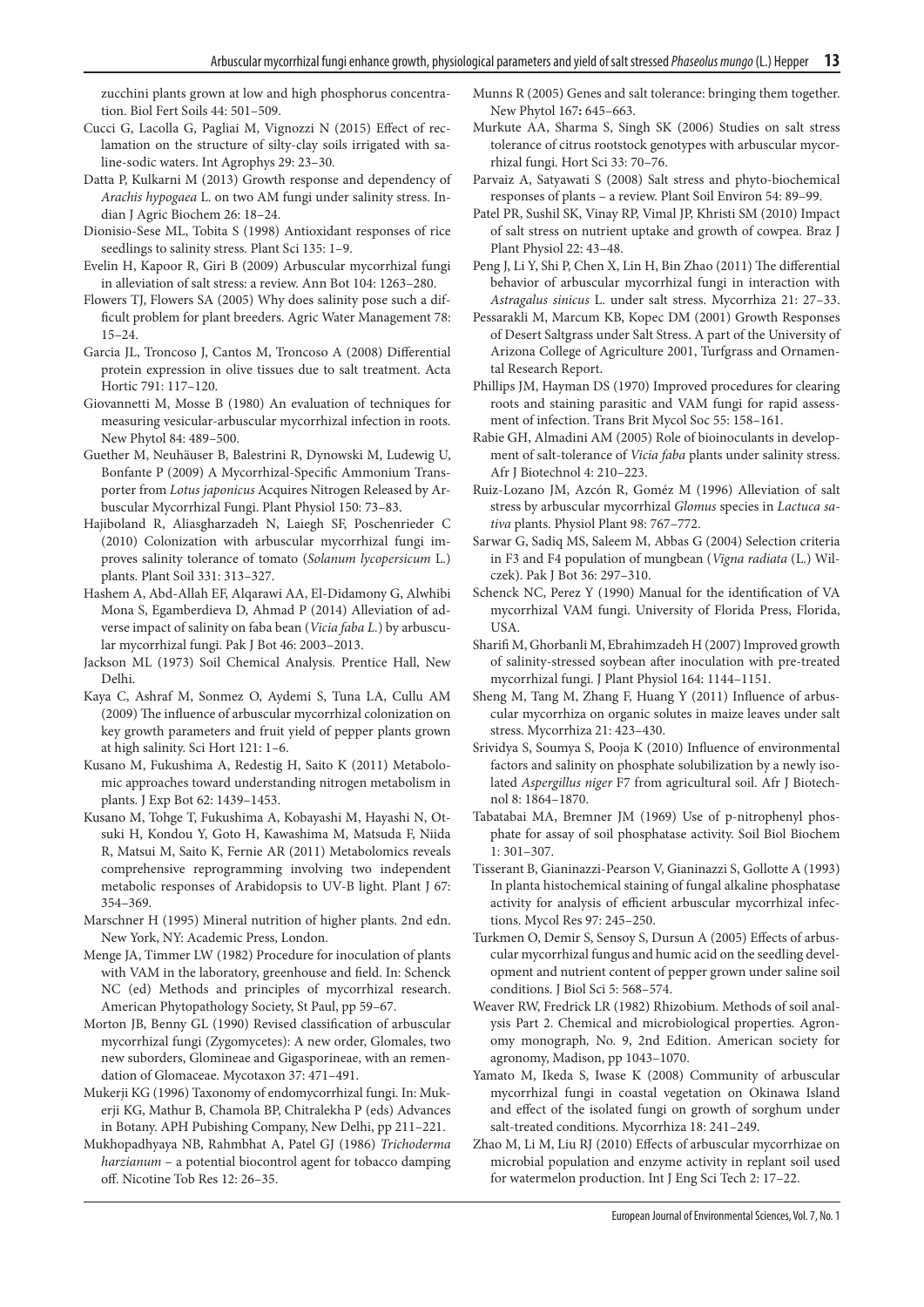zucchini plants grown at low and high phosphorus concentration. Biol Fert Soils 44: 501–509.

Cucci G, Lacolla G, Pagliai M, Vignozzi N (2015) Effect of reclamation on the structure of silty-clay soils irrigated with saline-sodic waters. Int Agrophys 29: 23–30.

Datta P, Kulkarni M (2013) Growth response and dependency of *Arachis hypogaea* L. on two AM fungi under salinity stress. Indian J Agric Biochem 26: 18–24.

Dionisio-Sese ML, Tobita S (1998) Antioxidant responses of rice seedlings to salinity stress. Plant Sci 135: 1–9.

Evelin H, Kapoor R, Giri B (2009) Arbuscular mycorrhizal fungi in alleviation of salt stress: a review. Ann Bot 104: 1263–280.

Flowers TJ, Flowers SA (2005) Why does salinity pose such a difficult problem for plant breeders. Agric Water Management 78: 15–24.

Garcia JL, Troncoso J, Cantos M, Troncoso A (2008) Differential protein expression in olive tissues due to salt treatment. Acta Hortic 791: 117–120.

Giovannetti M, Mosse B (1980) An evaluation of techniques for measuring vesicular-arbuscular mycorrhizal infection in roots. New Phytol 84: 489–500.

Guether M, Neuhäuser B, Balestrini R, Dynowski M, Ludewig U, Bonfante P (2009) A Mycorrhizal-Specific Ammonium Transporter from *Lotus japonicus* Acquires Nitrogen Released by Arbuscular Mycorrhizal Fungi. Plant Physiol 150: 73–83.

Hajiboland R, Aliasgharzadeh N, Laiegh SF, Poschenrieder C (2010) Colonization with arbuscular mycorrhizal fungi improves salinity tolerance of tomato (*Solanum lycopersicum* L.) plants. Plant Soil 331: 313–327.

Hashem A, Abd-Allah EF, Alqarawi AA, El-Didamony G, Alwhibi Mona S, Egamberdieva D, Ahmad P (2014) Alleviation of adverse impact of salinity on faba bean (*Vicia faba L.*) by arbuscular mycorrhizal fungi. Pak J Bot 46: 2003–2013.

Jackson ML (1973) Soil Chemical Analysis. Prentice Hall, New Delhi.

Kaya C, Ashraf M, Sonmez O, Aydemi S, Tuna LA, Cullu AM (2009) The influence of arbuscular mycorrhizal colonization on key growth parameters and fruit yield of pepper plants grown at high salinity. Sci Hort 121: 1–6.

Kusano M, Fukushima A, Redestig H, Saito K (2011) Metabolomic approaches toward understanding nitrogen metabolism in plants. J Exp Bot 62: 1439–1453.

Kusano M, Tohge T, Fukushima A, Kobayashi M, Hayashi N, Otsuki H, Kondou Y, Goto H, Kawashima M, Matsuda F, Niida R, Matsui M, Saito K, Fernie AR (2011) Metabolomics reveals comprehensive reprogramming involving two independent metabolic responses of Arabidopsis to UV-B light. Plant J 67: 354–369.

Marschner H (1995) Mineral nutrition of higher plants. 2nd edn. New York, NY: Academic Press, London.

Menge JA, Timmer LW (1982) Procedure for inoculation of plants with VAM in the laboratory, greenhouse and field. In: Schenck NC (ed) Methods and principles of mycorrhizal research. American Phytopathology Society, St Paul, pp 59–67.

Morton JB, Benny GL (1990) Revised classification of arbuscular mycorrhizal fungi (Zygomycetes): A new order, Glomales, two new suborders, Glomineae and Gigasporineae, with an remendation of Glomaceae. Mycotaxon 37: 471–491.

Mukerji KG (1996) Taxonomy of endomycorrhizal fungi. In: Mukerji KG, Mathur B, Chamola BP, Chitralekha P (eds) Advances in Botany. APH Pubishing Company, New Delhi, pp 211–221.

Mukhopadhyaya NB, Rahmbhat A, Patel GJ (1986) *Trichoderma harzianum* – a potential biocontrol agent for tobacco damping off. Nicotine Tob Res 12: 26–35.

Munns R (2005) Genes and salt tolerance: bringing them together. New Phytol 167: 645–663.

Murkute AA, Sharma S, Singh SK (2006) Studies on salt stress tolerance of citrus rootstock genotypes with arbuscular mycorrhizal fungi. Hort Sci 33: 70–76.

Parvaiz A, Satyawati S (2008) Salt stress and phyto-biochemical responses of plants – a review. Plant Soil Environ 54: 89–99.

Patel PR, Sushil SK, Vinay RP, Vimal JP, Khristi SM (2010) Impact of salt stress on nutrient uptake and growth of cowpea. Braz J Plant Physiol 22: 43–48.

Peng J, Li Y, Shi P, Chen X, Lin H, Bin Zhao (2011) The differential behavior of arbuscular mycorrhizal fungi in interaction with *Astragalus sinicus* L. under salt stress. Mycorrhiza 21: 27–33.

Pessarakli M, Marcum KB, Kopec DM (2001) Growth Responses of Desert Saltgrass under Salt Stress. A part of the University of Arizona College of Agriculture 2001, Turfgrass and Ornamental Research Report.

Phillips JM, Hayman DS (1970) Improved procedures for clearing roots and staining parasitic and VAM fungi for rapid assessment of infection. Trans Brit Mycol Soc 55: 158–161.

Rabie GH, Almadini AM (2005) Role of bioinoculants in development of salt-tolerance of *Vicia faba* plants under salinity stress. Afr J Biotechnol 4: 210–223.

Ruiz-Lozano JM, Azcón R, Goméz M (1996) Alleviation of salt stress by arbuscular mycorrhizal *Glomus* species in *Lactuca sativa* plants. Physiol Plant 98: 767–772.

Sarwar G, Sadiq MS, Saleem M, Abbas G (2004) Selection criteria in F3 and F4 population of mungbean (*Vigna radiata* (L.) Wilczek). Pak J Bot 36: 297–310.

Schenck NC, Perez Y (1990) Manual for the identification of VA mycorrhizal VAM fungi. University of Florida Press, Florida, USA.

Sharifi M, Ghorbanli M, Ebrahimzadeh H (2007) Improved growth of salinity-stressed soybean after inoculation with pre-treated mycorrhizal fungi. J Plant Physiol 164: 1144–1151.

Sheng M, Tang M, Zhang F, Huang Y (2011) Influence of arbuscular mycorrhiza on organic solutes in maize leaves under salt stress. Mycorrhiza 21: 423–430.

Srividya S, Soumya S, Pooja K (2010) Influence of environmental factors and salinity on phosphate solubilization by a newly isolated *Aspergillus niger* F7 from agricultural soil. Afr J Biotechnol 8: 1864–1870.

Tabatabai MA, Bremner JM (1969) Use of p-nitrophenyl phosphate for assay of soil phosphatase activity. Soil Biol Biochem 1: 301–307.

Tisserant B, Gianinazzi-Pearson V, Gianinazzi S, Gollotte A (1993) In planta histochemical staining of fungal alkaline phosphatase activity for analysis of efficient arbuscular mycorrhizal infections. Mycol Res 97: 245–250.

Turkmen O, Demir S, Sensoy S, Dursun A (2005) Effects of arbuscular mycorrhizal fungus and humic acid on the seedling development and nutrient content of pepper grown under saline soil conditions. J Biol Sci 5: 568–574.

Weaver RW, Fredrick LR (1982) Rhizobium. Methods of soil analysis Part 2. Chemical and microbiological properties. Agronomy monograph, No. 9, 2nd Edition. American society for agronomy, Madison, pp 1043–1070.

Yamato M, Ikeda S, Iwase K (2008) Community of arbuscular mycorrhizal fungi in coastal vegetation on Okinawa Island and effect of the isolated fungi on growth of sorghum under salt-treated conditions. Mycorrhiza 18: 241–249.

Zhao M, Li M, Liu RJ (2010) Effects of arbuscular mycorrhizae on microbial population and enzyme activity in replant soil used for watermelon production. Int J Eng Sci Tech 2: 17–22.